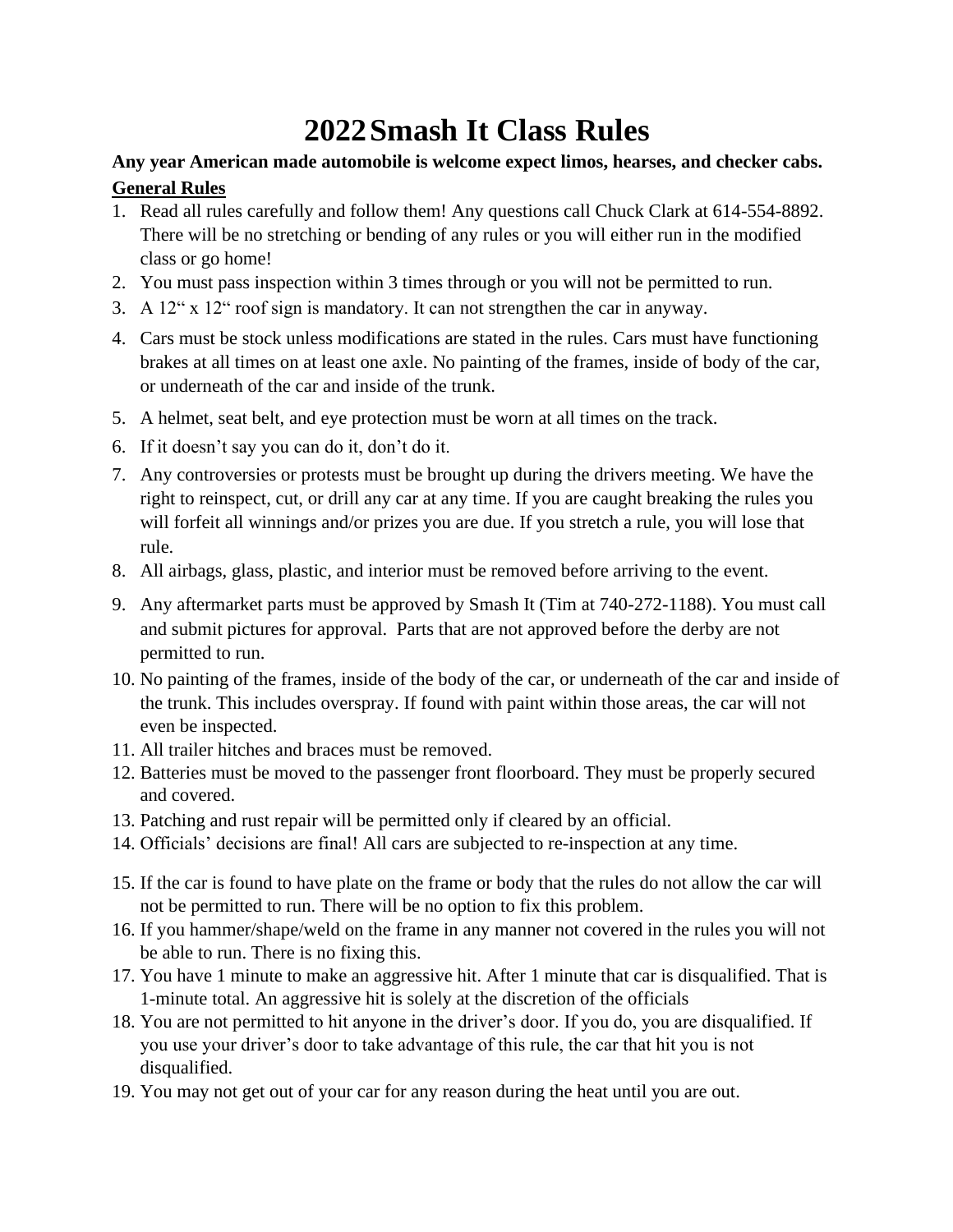# 2022 Smash It Class Rules

**Any year American made automobile is welcome expect limos, hearses, and checker cabs.**

**General Rules**

1. Read all rules carefully and follow them! Any questions call Chuck Clark at 614-554-8892. There will be no stretching or bending of any rules or you will either run in the modified class or go home!
2. You must pass inspection within 3 times through or you will not be permitted to run.
3. A 12“ x 12“ roof sign is mandatory. It can not strengthen the car in anyway.
4. Cars must be stock unless modifications are stated in the rules. Cars must have functioning brakes at all times on at least one axle. No painting of the frames, inside of body of the car, or underneath of the car and inside of the trunk.
5. A helmet, seat belt, and eye protection must be worn at all times on the track.
6. If it doesn’t say you can do it, don’t do it.
7. Any controversies or protests must be brought up during the drivers meeting. We have the right to reinspect, cut, or drill any car at any time. If you are caught breaking the rules you will forfeit all winnings and/or prizes you are due. If you stretch a rule, you will lose that rule.
8. All airbags, glass, plastic, and interior must be removed before arriving to the event.
9. Any aftermarket parts must be approved by Smash It (Tim at 740-272-1188). You must call and submit pictures for approval. Parts that are not approved before the derby are not permitted to run.
10. No painting of the frames, inside of the body of the car, or underneath of the car and inside of the trunk. This includes overspray. If found with paint within those areas, the car will not even be inspected.
11. All trailer hitches and braces must be removed.
12. Batteries must be moved to the passenger front floorboard. They must be properly secured and covered.
13. Patching and rust repair will be permitted only if cleared by an official.
14. Officials’ decisions are final! All cars are subjected to re-inspection at any time.
15. If the car is found to have plate on the frame or body that the rules do not allow the car will not be permitted to run. There will be no option to fix this problem.
16. If you hammer/shape/weld on the frame in any manner not covered in the rules you will not be able to run. There is no fixing this.
17. You have 1 minute to make an aggressive hit. After 1 minute that car is disqualified. That is 1-minute total. An aggressive hit is solely at the discretion of the officials
18. You are not permitted to hit anyone in the driver’s door. If you do, you are disqualified. If you use your driver’s door to take advantage of this rule, the car that hit you is not disqualified.
19. You may not get out of your car for any reason during the heat until you are out.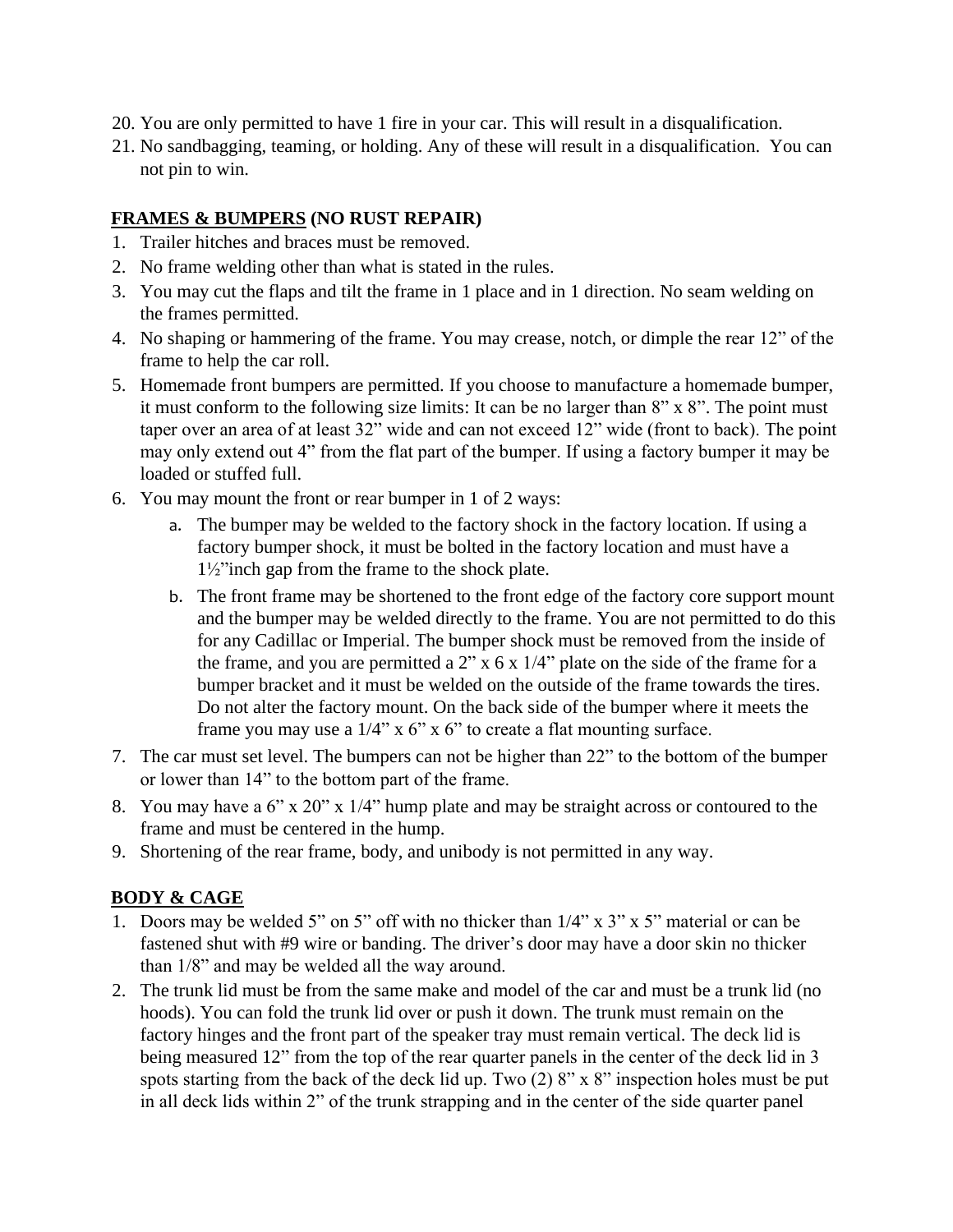20. You are only permitted to have 1 fire in your car. This will result in a disqualification.
21. No sandbagging, teaming, or holding. Any of these will result in a disqualification. You can not pin to win.

## FRAMES & BUMPERS (NO RUST REPAIR)

1. Trailer hitches and braces must be removed.
2. No frame welding other than what is stated in the rules.
3. You may cut the flaps and tilt the frame in 1 place and in 1 direction. No seam welding on the frames permitted.
4. No shaping or hammering of the frame. You may crease, notch, or dimple the rear 12" of the frame to help the car roll.
5. Homemade front bumpers are permitted. If you choose to manufacture a homemade bumper, it must conform to the following size limits: It can be no larger than 8" x 8". The point must taper over an area of at least 32" wide and can not exceed 12" wide (front to back). The point may only extend out 4" from the flat part of the bumper. If using a factory bumper it may be loaded or stuffed full.
6. You may mount the front or rear bumper in 1 of 2 ways:
   a. The bumper may be welded to the factory shock in the factory location. If using a factory bumper shock, it must be bolted in the factory location and must have a 1½"inch gap from the frame to the shock plate.
   b. The front frame may be shortened to the front edge of the factory core support mount and the bumper may be welded directly to the frame. You are not permitted to do this for any Cadillac or Imperial. The bumper shock must be removed from the inside of the frame, and you are permitted a 2" x 6 x 1/4" plate on the side of the frame for a bumper bracket and it must be welded on the outside of the frame towards the tires. Do not alter the factory mount. On the back side of the bumper where it meets the frame you may use a 1/4" x 6" x 6" to create a flat mounting surface.
7. The car must set level. The bumpers can not be higher than 22" to the bottom of the bumper or lower than 14" to the bottom part of the frame.
8. You may have a 6" x 20" x 1/4" hump plate and may be straight across or contoured to the frame and must be centered in the hump.
9. Shortening of the rear frame, body, and unibody is not permitted in any way.

## BODY & CAGE

1. Doors may be welded 5" on 5" off with no thicker than 1/4" x 3" x 5" material or can be fastened shut with #9 wire or banding. The driver's door may have a door skin no thicker than 1/8" and may be welded all the way around.
2. The trunk lid must be from the same make and model of the car and must be a trunk lid (no hoods). You can fold the trunk lid over or push it down. The trunk must remain on the factory hinges and the front part of the speaker tray must remain vertical. The deck lid is being measured 12" from the top of the rear quarter panels in the center of the deck lid in 3 spots starting from the back of the deck lid up. Two (2) 8" x 8" inspection holes must be put in all deck lids within 2" of the trunk strapping and in the center of the side quarter panel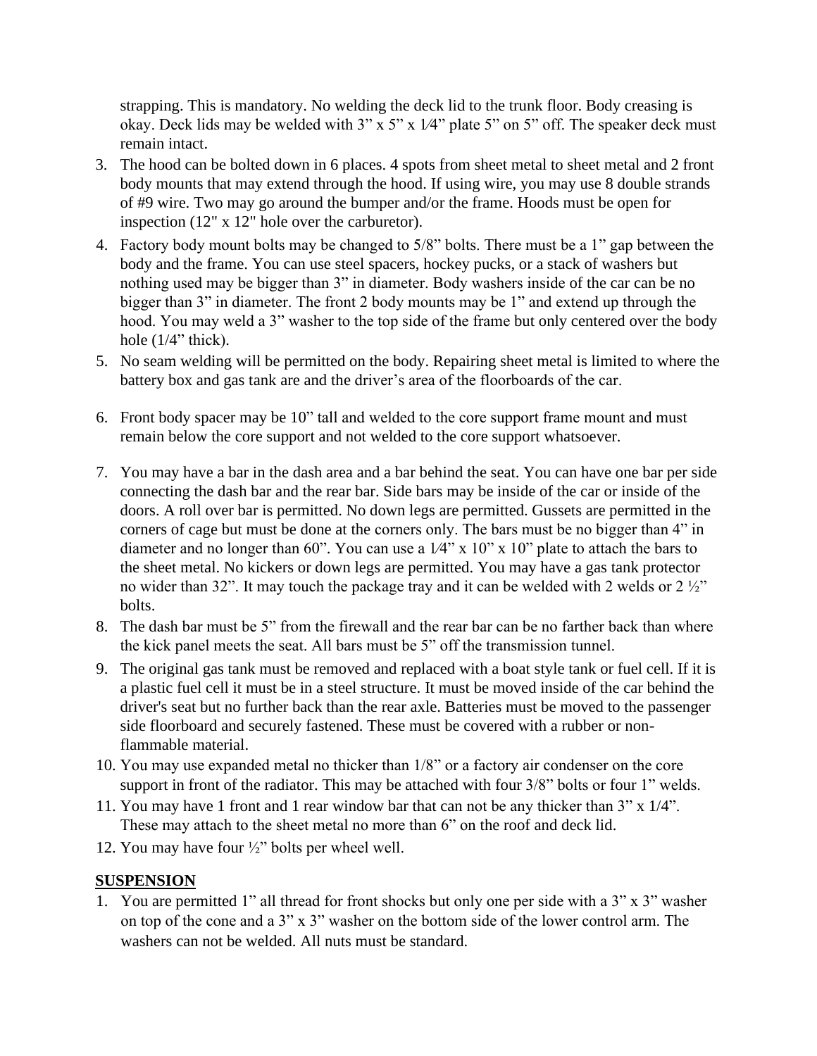strapping. This is mandatory. No welding the deck lid to the trunk floor. Body creasing is okay. Deck lids may be welded with 3" x 5" x 1⁄4" plate 5" on 5" off. The speaker deck must remain intact.

3. The hood can be bolted down in 6 places. 4 spots from sheet metal to sheet metal and 2 front body mounts that may extend through the hood. If using wire, you may use 8 double strands of #9 wire. Two may go around the bumper and/or the frame. Hoods must be open for inspection (12" x 12" hole over the carburetor).
4. Factory body mount bolts may be changed to 5/8" bolts. There must be a 1" gap between the body and the frame. You can use steel spacers, hockey pucks, or a stack of washers but nothing used may be bigger than 3" in diameter. Body washers inside of the car can be no bigger than 3" in diameter. The front 2 body mounts may be 1" and extend up through the hood. You may weld a 3" washer to the top side of the frame but only centered over the body hole (1/4" thick).
5. No seam welding will be permitted on the body. Repairing sheet metal is limited to where the battery box and gas tank are and the driver's area of the floorboards of the car.
6. Front body spacer may be 10" tall and welded to the core support frame mount and must remain below the core support and not welded to the core support whatsoever.
7. You may have a bar in the dash area and a bar behind the seat. You can have one bar per side connecting the dash bar and the rear bar. Side bars may be inside of the car or inside of the doors. A roll over bar is permitted. No down legs are permitted. Gussets are permitted in the corners of cage but must be done at the corners only. The bars must be no bigger than 4" in diameter and no longer than 60". You can use a 1⁄4" x 10" x 10" plate to attach the bars to the sheet metal. No kickers or down legs are permitted. You may have a gas tank protector no wider than 32". It may touch the package tray and it can be welded with 2 welds or 2 ½" bolts.
8. The dash bar must be 5" from the firewall and the rear bar can be no farther back than where the kick panel meets the seat. All bars must be 5" off the transmission tunnel.
9. The original gas tank must be removed and replaced with a boat style tank or fuel cell. If it is a plastic fuel cell it must be in a steel structure. It must be moved inside of the car behind the driver's seat but no further back than the rear axle. Batteries must be moved to the passenger side floorboard and securely fastened. These must be covered with a rubber or non-flammable material.
10. You may use expanded metal no thicker than 1/8" or a factory air condenser on the core support in front of the radiator. This may be attached with four 3/8" bolts or four 1" welds.
11. You may have 1 front and 1 rear window bar that can not be any thicker than 3" x 1/4". These may attach to the sheet metal no more than 6" on the roof and deck lid.
12. You may have four ½" bolts per wheel well.

## SUSPENSION

1. You are permitted 1" all thread for front shocks but only one per side with a 3" x 3" washer on top of the cone and a 3" x 3" washer on the bottom side of the lower control arm. The washers can not be welded. All nuts must be standard.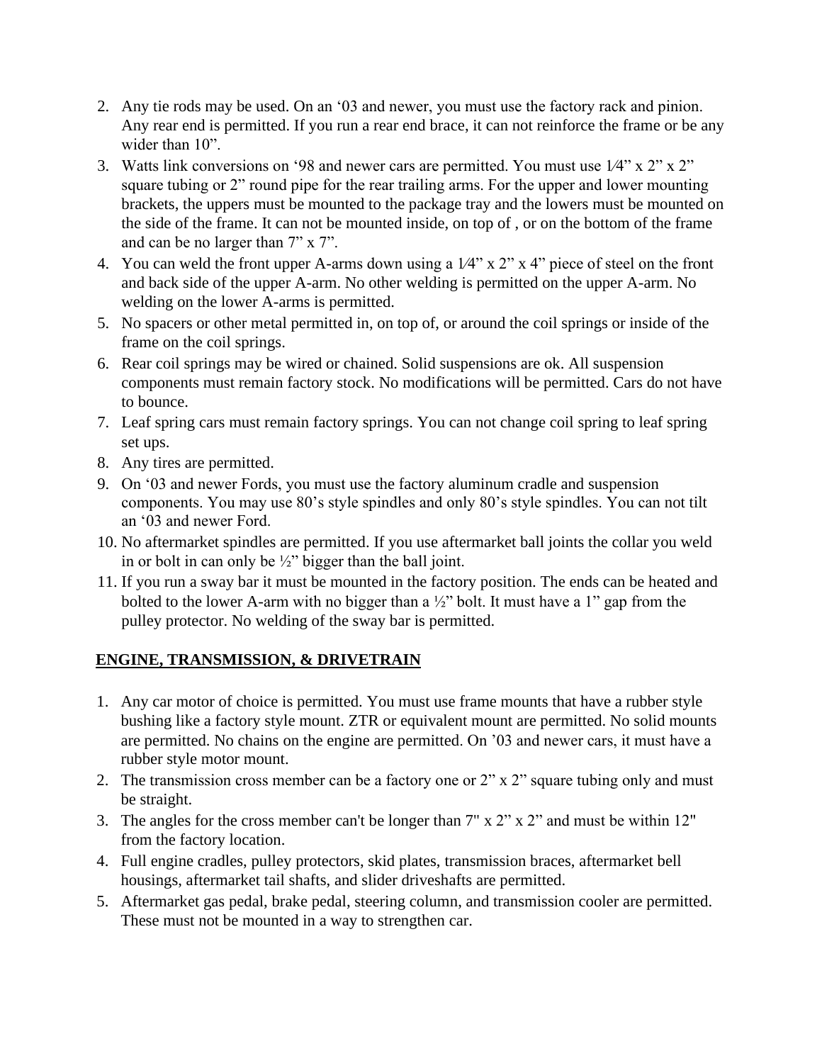2. Any tie rods may be used. On an '03 and newer, you must use the factory rack and pinion. Any rear end is permitted. If you run a rear end brace, it can not reinforce the frame or be any wider than 10".
3. Watts link conversions on '98 and newer cars are permitted. You must use 1⁄4" x 2" x 2" square tubing or 2" round pipe for the rear trailing arms. For the upper and lower mounting brackets, the uppers must be mounted to the package tray and the lowers must be mounted on the side of the frame. It can not be mounted inside, on top of , or on the bottom of the frame and can be no larger than 7" x 7".
4. You can weld the front upper A-arms down using a 1⁄4" x 2" x 4" piece of steel on the front and back side of the upper A-arm. No other welding is permitted on the upper A-arm. No welding on the lower A-arms is permitted.
5. No spacers or other metal permitted in, on top of, or around the coil springs or inside of the frame on the coil springs.
6. Rear coil springs may be wired or chained. Solid suspensions are ok. All suspension components must remain factory stock. No modifications will be permitted. Cars do not have to bounce.
7. Leaf spring cars must remain factory springs. You can not change coil spring to leaf spring set ups.
8. Any tires are permitted.
9. On '03 and newer Fords, you must use the factory aluminum cradle and suspension components. You may use 80's style spindles and only 80's style spindles. You can not tilt an '03 and newer Ford.
10. No aftermarket spindles are permitted. If you use aftermarket ball joints the collar you weld in or bolt in can only be ½" bigger than the ball joint.
11. If you run a sway bar it must be mounted in the factory position. The ends can be heated and bolted to the lower A-arm with no bigger than a ½" bolt. It must have a 1" gap from the pulley protector. No welding of the sway bar is permitted.

## ENGINE, TRANSMISSION, & DRIVETRAIN

1. Any car motor of choice is permitted. You must use frame mounts that have a rubber style bushing like a factory style mount. ZTR or equivalent mount are permitted. No solid mounts are permitted. No chains on the engine are permitted. On '03 and newer cars, it must have a rubber style motor mount.
2. The transmission cross member can be a factory one or 2" x 2" square tubing only and must be straight.
3. The angles for the cross member can't be longer than 7" x 2" x 2" and must be within 12" from the factory location.
4. Full engine cradles, pulley protectors, skid plates, transmission braces, aftermarket bell housings, aftermarket tail shafts, and slider driveshafts are permitted.
5. Aftermarket gas pedal, brake pedal, steering column, and transmission cooler are permitted. These must not be mounted in a way to strengthen car.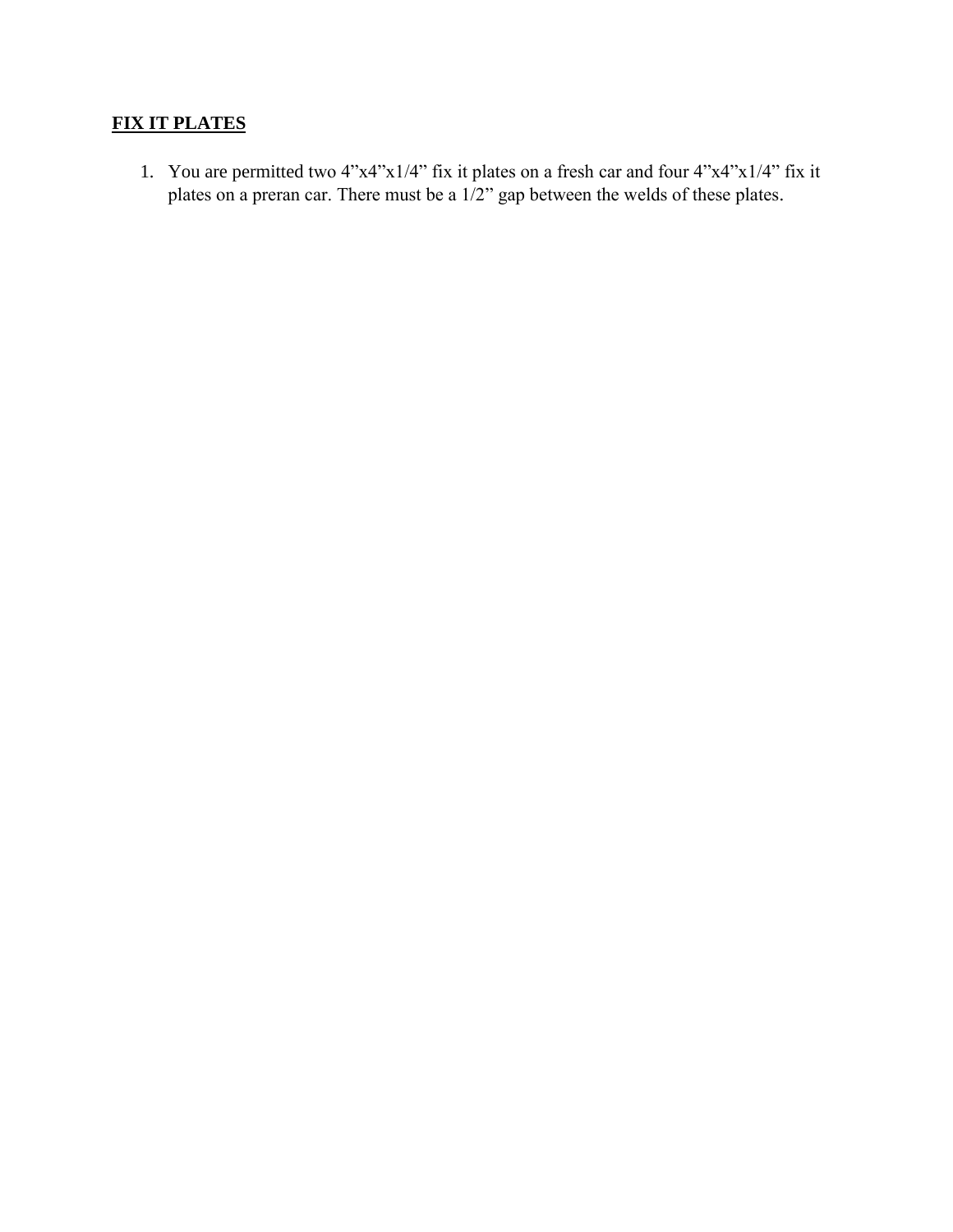## FIX IT PLATES

1. You are permitted two 4”x4”x1/4” fix it plates on a fresh car and four 4”x4”x1/4” fix it plates on a preran car. There must be a 1/2” gap between the welds of these plates.